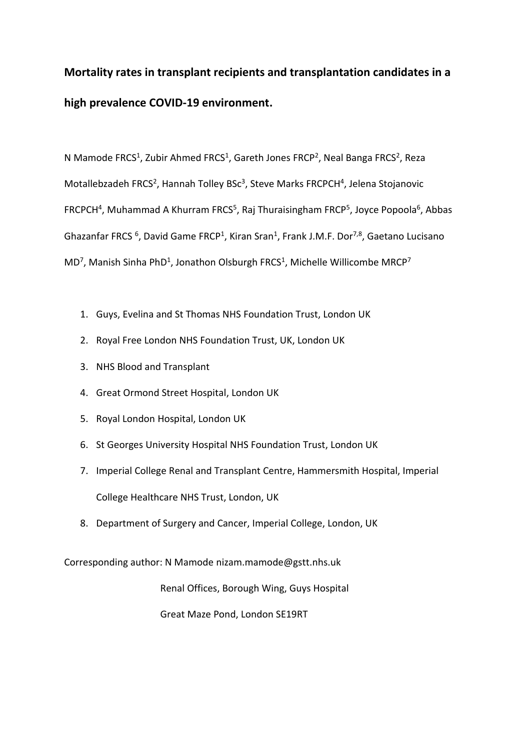# Mortality rates in transplant recipients and transplantation candidates in a high prevalence COVID-19 environment.

N Mamode FRCS[1], Zubir Ahmed FRCS[1], Gareth Jones FRCP[2], Neal Banga FRCS[2], Reza Motallebzadeh FRCS[2], Hannah Tolley BSc[3], Steve Marks FRCPCH[4], Jelena Stojanovic FRCPCH[4], Muhammad A Khurram FRCS[5], Raj Thuraisingham FRCP[5], Joyce Popoola[6], Abbas Ghazanfar FRCS [6], David Game FRCP[1], Kiran Sran[1], Frank J.M.F. Dor[7,8], Gaetano Lucisano MD[7], Manish Sinha PhD[1], Jonathon Olsburgh FRCS[1], Michelle Willicombe MRCP[7]

1. Guys, Evelina and St Thomas NHS Foundation Trust, London UK
2. Royal Free London NHS Foundation Trust, UK, London UK
3. NHS Blood and Transplant
4. Great Ormond Street Hospital, London UK
5. Royal London Hospital, London UK
6. St Georges University Hospital NHS Foundation Trust, London UK
7. Imperial College Renal and Transplant Centre, Hammersmith Hospital, Imperial College Healthcare NHS Trust, London, UK
8. Department of Surgery and Cancer, Imperial College, London, UK

Corresponding author: N Mamode nizam.mamode@gstt.nhs.uk

Renal Offices, Borough Wing, Guys Hospital

Great Maze Pond, London SE19RT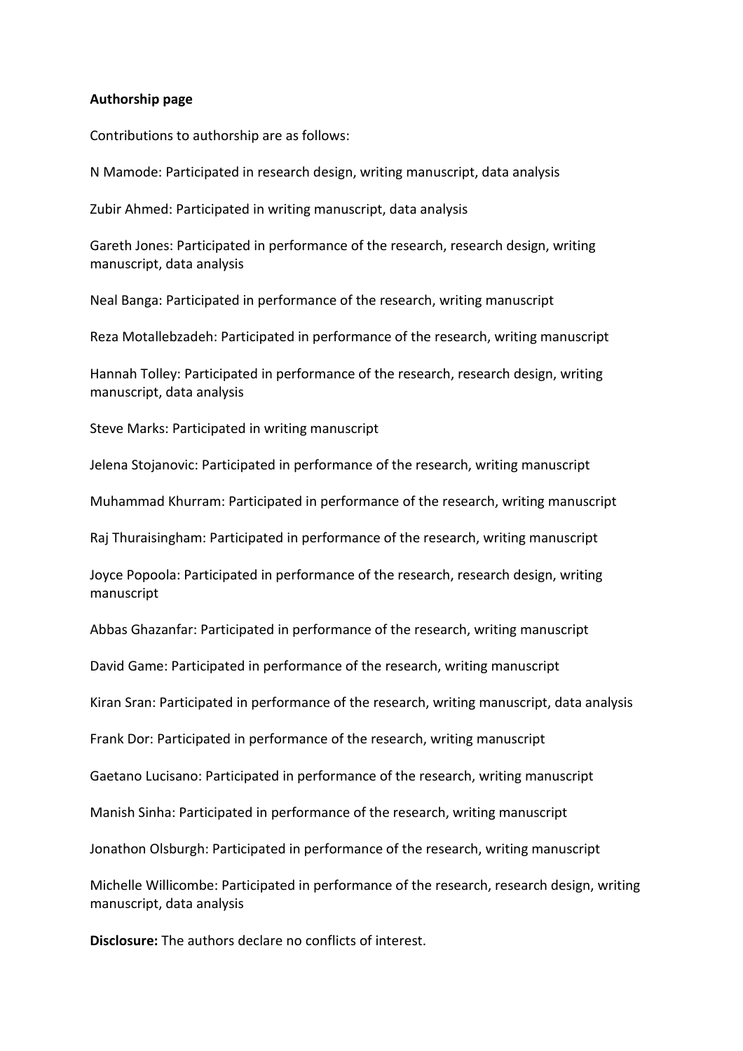**Authorship page**

Contributions to authorship are as follows:

N Mamode: Participated in research design, writing manuscript, data analysis

Zubir Ahmed: Participated in writing manuscript, data analysis

Gareth Jones: Participated in performance of the research, research design, writing manuscript, data analysis

Neal Banga: Participated in performance of the research, writing manuscript

Reza Motallebzadeh: Participated in performance of the research, writing manuscript

Hannah Tolley: Participated in performance of the research, research design, writing manuscript, data analysis

Steve Marks: Participated in writing manuscript

Jelena Stojanovic: Participated in performance of the research, writing manuscript

Muhammad Khurram: Participated in performance of the research, writing manuscript

Raj Thuraisingham: Participated in performance of the research, writing manuscript

Joyce Popoola: Participated in performance of the research, research design, writing manuscript

Abbas Ghazanfar: Participated in performance of the research, writing manuscript

David Game: Participated in performance of the research, writing manuscript

Kiran Sran: Participated in performance of the research, writing manuscript, data analysis

Frank Dor: Participated in performance of the research, writing manuscript

Gaetano Lucisano: Participated in performance of the research, writing manuscript

Manish Sinha: Participated in performance of the research, writing manuscript

Jonathon Olsburgh: Participated in performance of the research, writing manuscript

Michelle Willicombe: Participated in performance of the research, research design, writing manuscript, data analysis

**Disclosure:** The authors declare no conflicts of interest.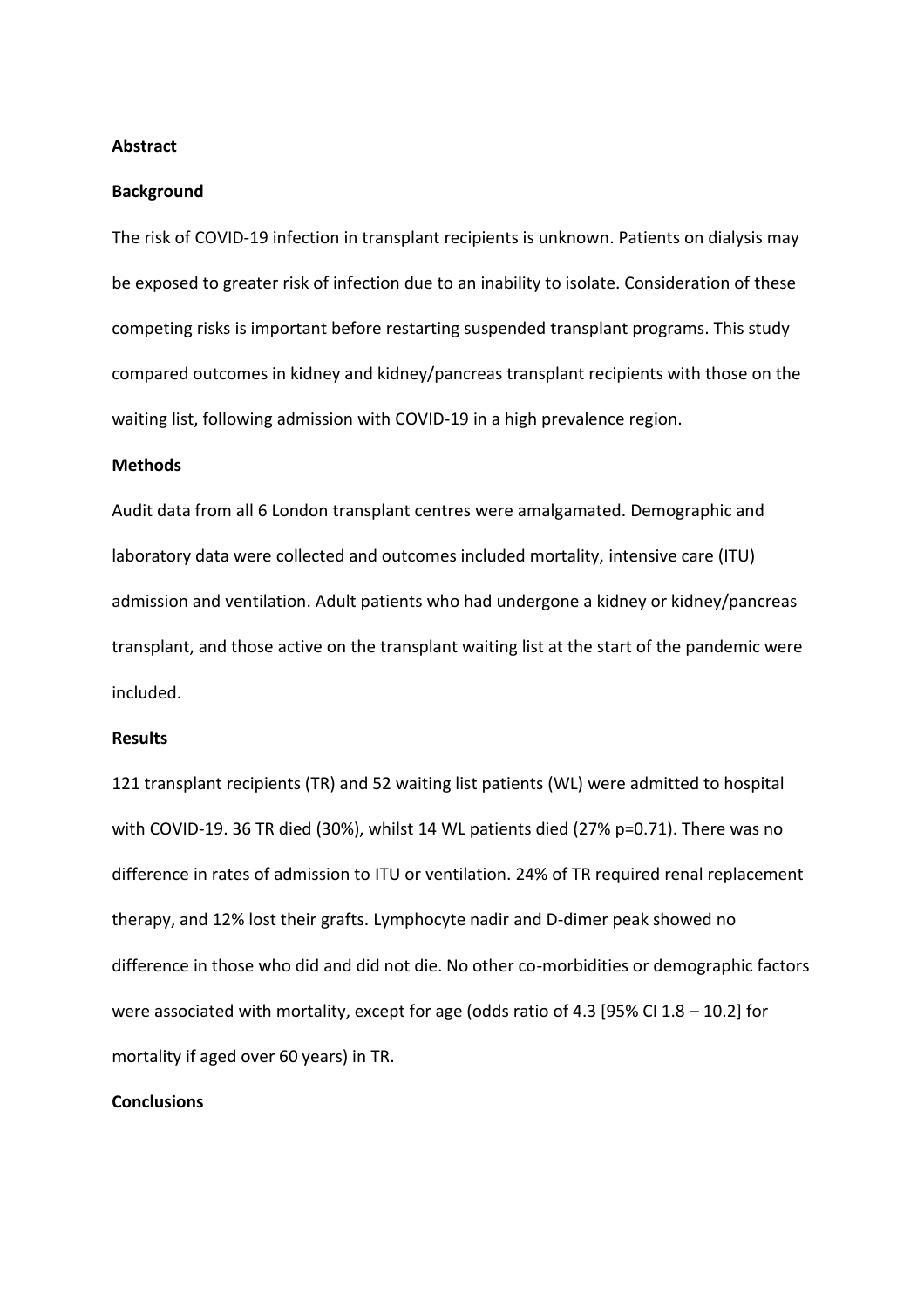## Abstract

### Background

The risk of COVID-19 infection in transplant recipients is unknown. Patients on dialysis may be exposed to greater risk of infection due to an inability to isolate. Consideration of these competing risks is important before restarting suspended transplant programs. This study compared outcomes in kidney and kidney/pancreas transplant recipients with those on the waiting list, following admission with COVID-19 in a high prevalence region.

### Methods

Audit data from all 6 London transplant centres were amalgamated. Demographic and laboratory data were collected and outcomes included mortality, intensive care (ITU) admission and ventilation. Adult patients who had undergone a kidney or kidney/pancreas transplant, and those active on the transplant waiting list at the start of the pandemic were included.

### Results

121 transplant recipients (TR) and 52 waiting list patients (WL) were admitted to hospital with COVID-19. 36 TR died (30%), whilst 14 WL patients died (27% $p=0.71$). There was no difference in rates of admission to ITU or ventilation. 24% of TR required renal replacement therapy, and 12% lost their grafts. Lymphocyte nadir and D-dimer peak showed no difference in those who did and did not die. No other co-morbidities or demographic factors were associated with mortality, except for age (odds ratio of 4.3 [95% CI 1.8 – 10.2] for mortality if aged over 60 years) in TR.

### Conclusions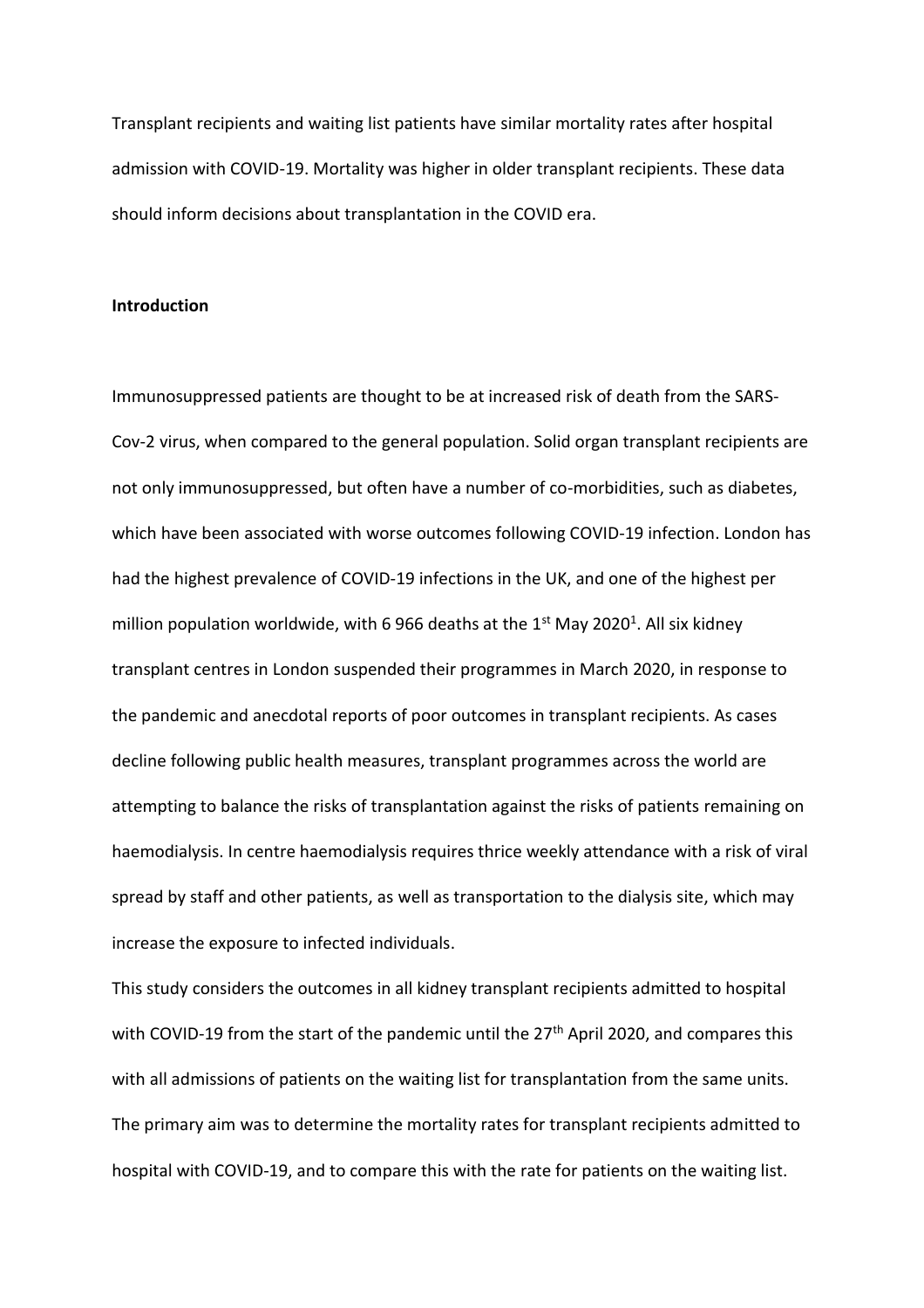Transplant recipients and waiting list patients have similar mortality rates after hospital admission with COVID-19. Mortality was higher in older transplant recipients. These data should inform decisions about transplantation in the COVID era.

## Introduction

Immunosuppressed patients are thought to be at increased risk of death from the SARS-Cov-2 virus, when compared to the general population. Solid organ transplant recipients are not only immunosuppressed, but often have a number of co-morbidities, such as diabetes, which have been associated with worse outcomes following COVID-19 infection. London has had the highest prevalence of COVID-19 infections in the UK, and one of the highest per million population worldwide, with 6 966 deaths at the 1st May 2020[1]. All six kidney transplant centres in London suspended their programmes in March 2020, in response to the pandemic and anecdotal reports of poor outcomes in transplant recipients. As cases decline following public health measures, transplant programmes across the world are attempting to balance the risks of transplantation against the risks of patients remaining on haemodialysis. In centre haemodialysis requires thrice weekly attendance with a risk of viral spread by staff and other patients, as well as transportation to the dialysis site, which may increase the exposure to infected individuals.

This study considers the outcomes in all kidney transplant recipients admitted to hospital with COVID-19 from the start of the pandemic until the 27th April 2020, and compares this with all admissions of patients on the waiting list for transplantation from the same units. The primary aim was to determine the mortality rates for transplant recipients admitted to hospital with COVID-19, and to compare this with the rate for patients on the waiting list.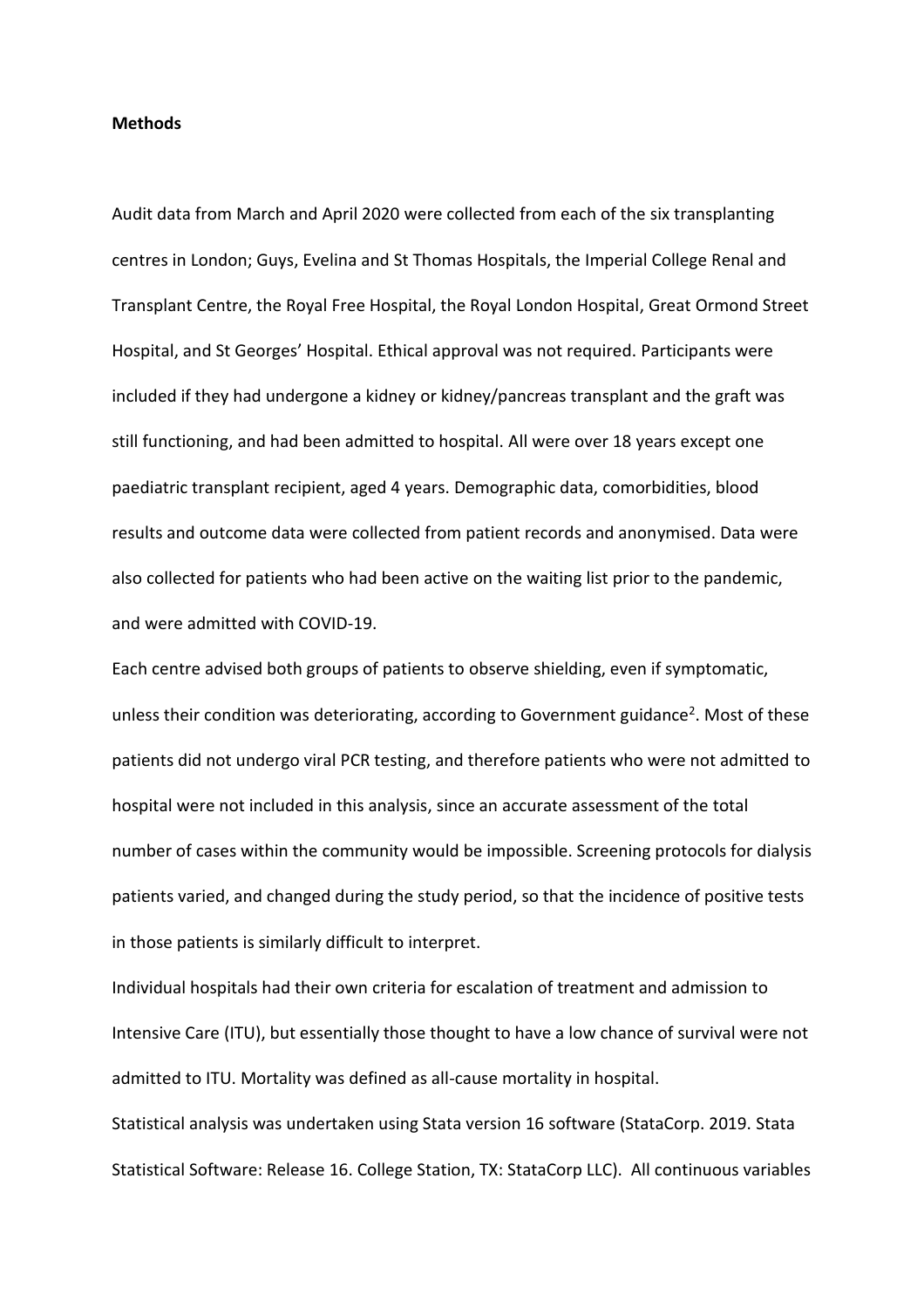**Methods**

Audit data from March and April 2020 were collected from each of the six transplanting centres in London; Guys, Evelina and St Thomas Hospitals, the Imperial College Renal and Transplant Centre, the Royal Free Hospital, the Royal London Hospital, Great Ormond Street Hospital, and St Georges' Hospital. Ethical approval was not required. Participants were included if they had undergone a kidney or kidney/pancreas transplant and the graft was still functioning, and had been admitted to hospital. All were over 18 years except one paediatric transplant recipient, aged 4 years. Demographic data, comorbidities, blood results and outcome data were collected from patient records and anonymised. Data were also collected for patients who had been active on the waiting list prior to the pandemic, and were admitted with COVID-19.

Each centre advised both groups of patients to observe shielding, even if symptomatic, unless their condition was deteriorating, according to Government guidance[2]. Most of these patients did not undergo viral PCR testing, and therefore patients who were not admitted to hospital were not included in this analysis, since an accurate assessment of the total number of cases within the community would be impossible. Screening protocols for dialysis patients varied, and changed during the study period, so that the incidence of positive tests in those patients is similarly difficult to interpret.

Individual hospitals had their own criteria for escalation of treatment and admission to Intensive Care (ITU), but essentially those thought to have a low chance of survival were not admitted to ITU. Mortality was defined as all-cause mortality in hospital.

Statistical analysis was undertaken using Stata version 16 software (StataCorp. 2019. Stata Statistical Software: Release 16. College Station, TX: StataCorp LLC). All continuous variables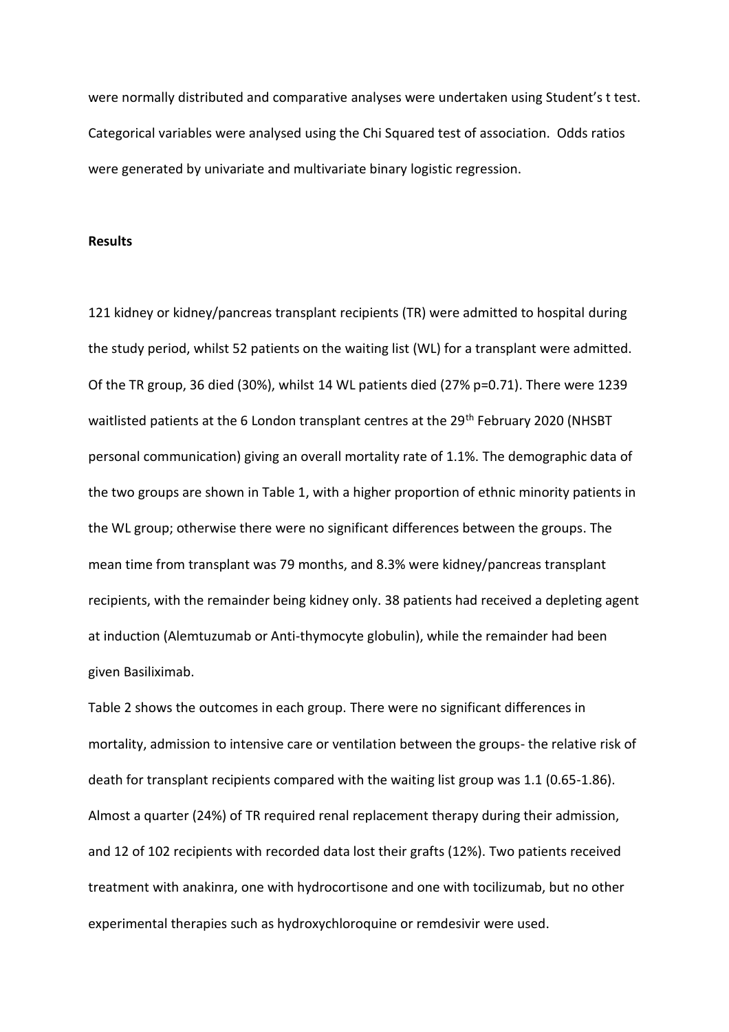were normally distributed and comparative analyses were undertaken using Student's t test. Categorical variables were analysed using the Chi Squared test of association. Odds ratios were generated by univariate and multivariate binary logistic regression.

**Results**

121 kidney or kidney/pancreas transplant recipients (TR) were admitted to hospital during the study period, whilst 52 patients on the waiting list (WL) for a transplant were admitted. Of the TR group, 36 died (30%), whilst 14 WL patients died (27% p=0.71). There were 1239 waitlisted patients at the 6 London transplant centres at the 29th February 2020 (NHSBT personal communication) giving an overall mortality rate of 1.1%. The demographic data of the two groups are shown in Table 1, with a higher proportion of ethnic minority patients in the WL group; otherwise there were no significant differences between the groups. The mean time from transplant was 79 months, and 8.3% were kidney/pancreas transplant recipients, with the remainder being kidney only. 38 patients had received a depleting agent at induction (Alemtuzumab or Anti-thymocyte globulin), while the remainder had been given Basiliximab.

Table 2 shows the outcomes in each group. There were no significant differences in mortality, admission to intensive care or ventilation between the groups- the relative risk of death for transplant recipients compared with the waiting list group was 1.1 (0.65-1.86). Almost a quarter (24%) of TR required renal replacement therapy during their admission, and 12 of 102 recipients with recorded data lost their grafts (12%). Two patients received treatment with anakinra, one with hydrocortisone and one with tocilizumab, but no other experimental therapies such as hydroxychloroquine or remdesivir were used.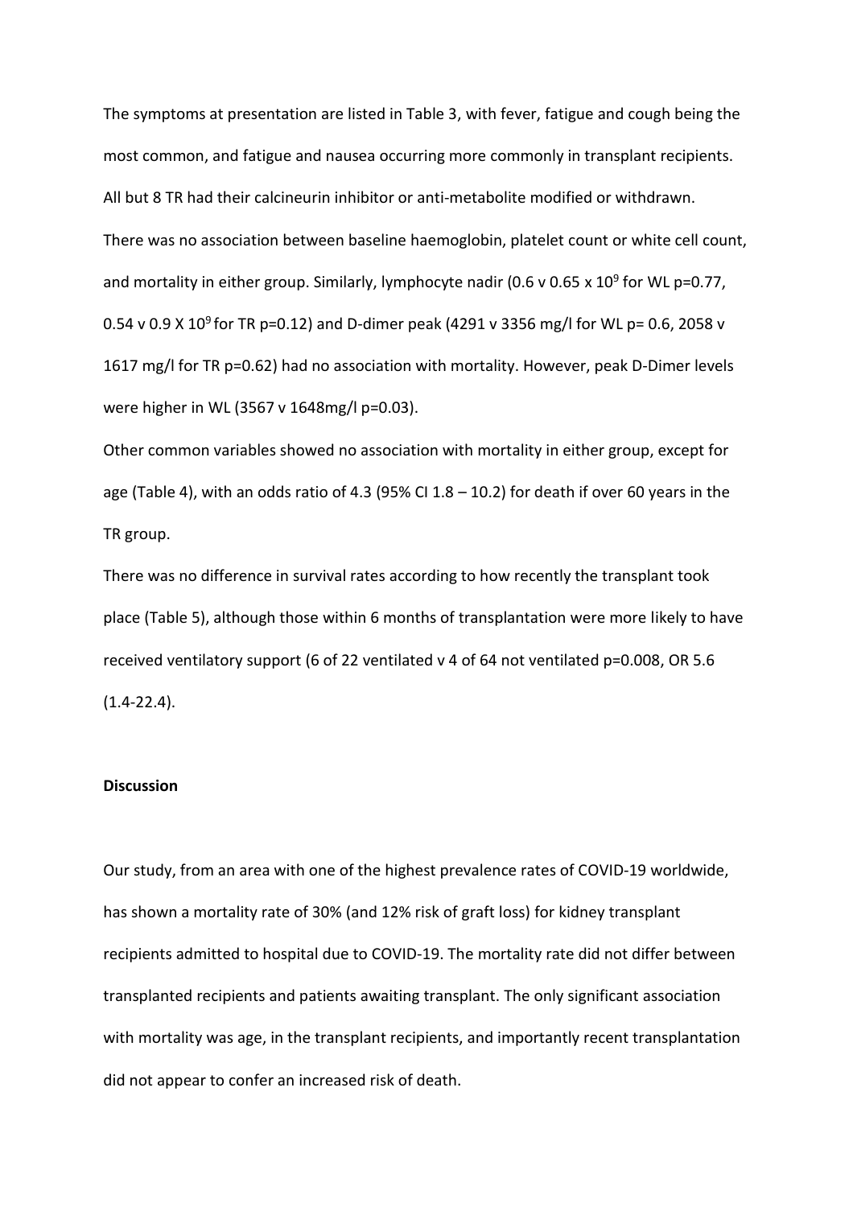The symptoms at presentation are listed in Table 3, with fever, fatigue and cough being the most common, and fatigue and nausea occurring more commonly in transplant recipients. All but 8 TR had their calcineurin inhibitor or anti-metabolite modified or withdrawn. There was no association between baseline haemoglobin, platelet count or white cell count, and mortality in either group. Similarly, lymphocyte nadir (0.6 v 0.65 x $10^9$ for WL p=0.77, 0.54 v 0.9 X $10^9$ for TR p=0.12) and D-dimer peak (4291 v 3356 mg/l for WL p= 0.6, 2058 v 1617 mg/l for TR p=0.62) had no association with mortality. However, peak D-Dimer levels were higher in WL (3567 v 1648mg/l p=0.03).

Other common variables showed no association with mortality in either group, except for age (Table 4), with an odds ratio of 4.3 (95% CI 1.8 – 10.2) for death if over 60 years in the TR group.

There was no difference in survival rates according to how recently the transplant took place (Table 5), although those within 6 months of transplantation were more likely to have received ventilatory support (6 of 22 ventilated v 4 of 64 not ventilated p=0.008, OR 5.6 (1.4-22.4).

**Discussion**

Our study, from an area with one of the highest prevalence rates of COVID-19 worldwide, has shown a mortality rate of 30% (and 12% risk of graft loss) for kidney transplant recipients admitted to hospital due to COVID-19. The mortality rate did not differ between transplanted recipients and patients awaiting transplant. The only significant association with mortality was age, in the transplant recipients, and importantly recent transplantation did not appear to confer an increased risk of death.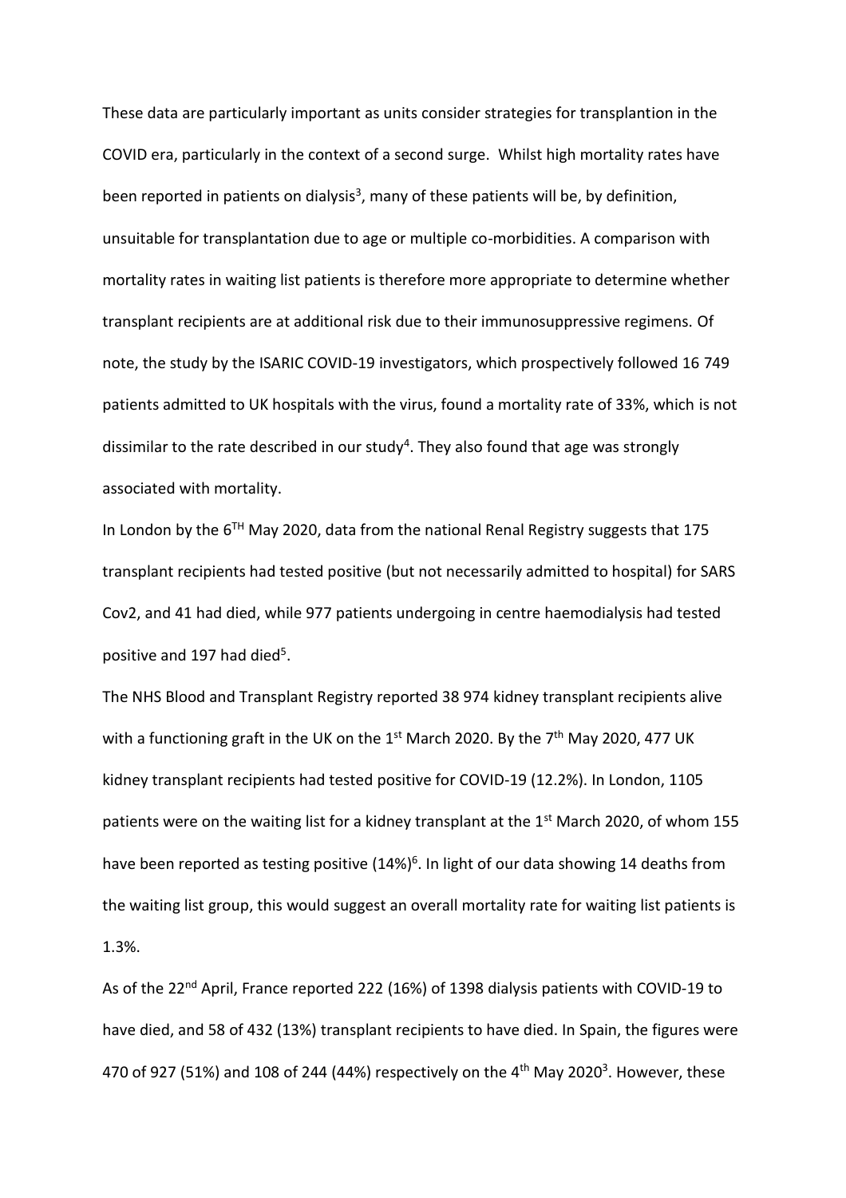These data are particularly important as units consider strategies for transplantion in the COVID era, particularly in the context of a second surge. Whilst high mortality rates have been reported in patients on dialysis[3], many of these patients will be, by definition, unsuitable for transplantation due to age or multiple co-morbidities. A comparison with mortality rates in waiting list patients is therefore more appropriate to determine whether transplant recipients are at additional risk due to their immunosuppressive regimens. Of note, the study by the ISARIC COVID-19 investigators, which prospectively followed 16 749 patients admitted to UK hospitals with the virus, found a mortality rate of 33%, which is not dissimilar to the rate described in our study[4]. They also found that age was strongly associated with mortality.

In London by the 6[TH] May 2020, data from the national Renal Registry suggests that 175 transplant recipients had tested positive (but not necessarily admitted to hospital) for SARS Cov2, and 41 had died, while 977 patients undergoing in centre haemodialysis had tested positive and 197 had died[5].

The NHS Blood and Transplant Registry reported 38 974 kidney transplant recipients alive with a functioning graft in the UK on the 1[st] March 2020. By the 7[th] May 2020, 477 UK kidney transplant recipients had tested positive for COVID-19 (12.2%). In London, 1105 patients were on the waiting list for a kidney transplant at the 1[st] March 2020, of whom 155 have been reported as testing positive (14%)[6]. In light of our data showing 14 deaths from the waiting list group, this would suggest an overall mortality rate for waiting list patients is 1.3%.

As of the 22[nd] April, France reported 222 (16%) of 1398 dialysis patients with COVID-19 to have died, and 58 of 432 (13%) transplant recipients to have died. In Spain, the figures were 470 of 927 (51%) and 108 of 244 (44%) respectively on the 4[th] May 2020[3]. However, these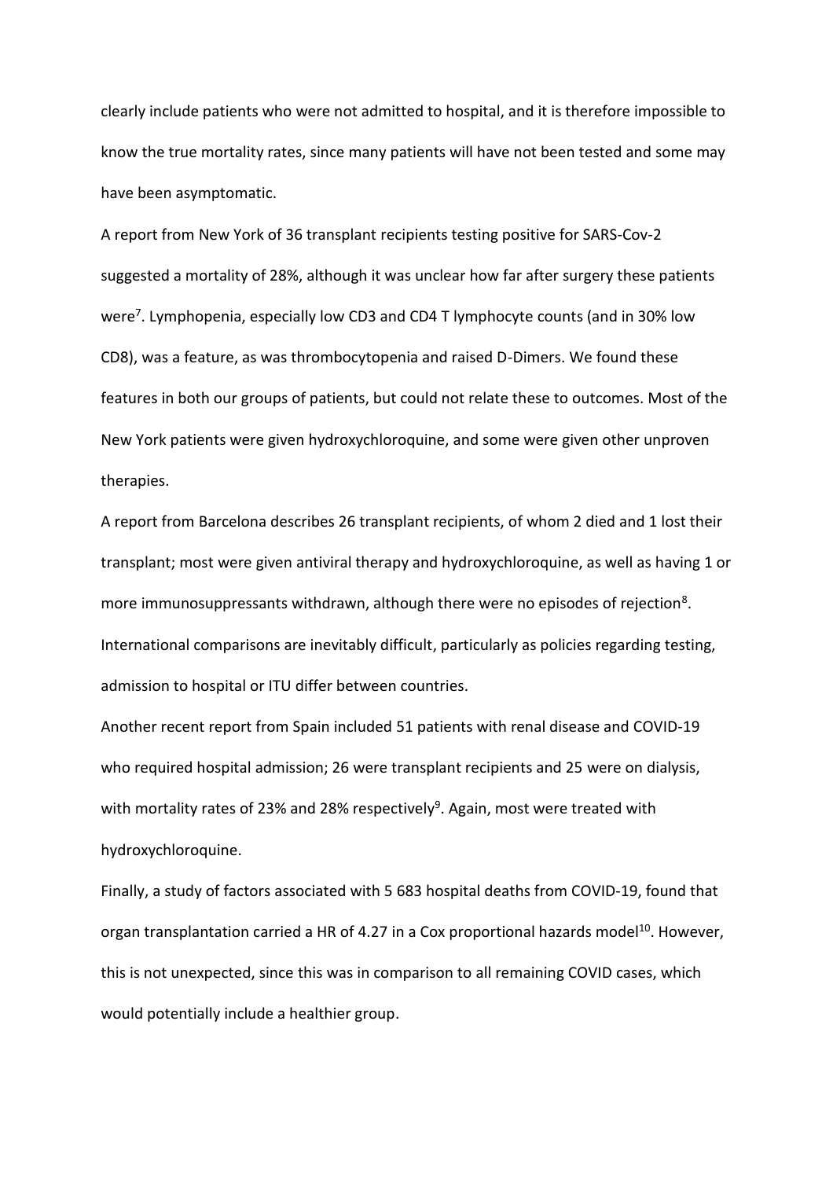clearly include patients who were not admitted to hospital, and it is therefore impossible to know the true mortality rates, since many patients will have not been tested and some may have been asymptomatic.

A report from New York of 36 transplant recipients testing positive for SARS-Cov-2 suggested a mortality of 28%, although it was unclear how far after surgery these patients were[7]. Lymphopenia, especially low CD3 and CD4 T lymphocyte counts (and in 30% low CD8), was a feature, as was thrombocytopenia and raised D-Dimers. We found these features in both our groups of patients, but could not relate these to outcomes. Most of the New York patients were given hydroxychloroquine, and some were given other unproven therapies.

A report from Barcelona describes 26 transplant recipients, of whom 2 died and 1 lost their transplant; most were given antiviral therapy and hydroxychloroquine, as well as having 1 or more immunosuppressants withdrawn, although there were no episodes of rejection[8]. International comparisons are inevitably difficult, particularly as policies regarding testing, admission to hospital or ITU differ between countries.

Another recent report from Spain included 51 patients with renal disease and COVID-19 who required hospital admission; 26 were transplant recipients and 25 were on dialysis, with mortality rates of 23% and 28% respectively[9]. Again, most were treated with hydroxychloroquine.

Finally, a study of factors associated with 5 683 hospital deaths from COVID-19, found that organ transplantation carried a HR of 4.27 in a Cox proportional hazards model[10]. However, this is not unexpected, since this was in comparison to all remaining COVID cases, which would potentially include a healthier group.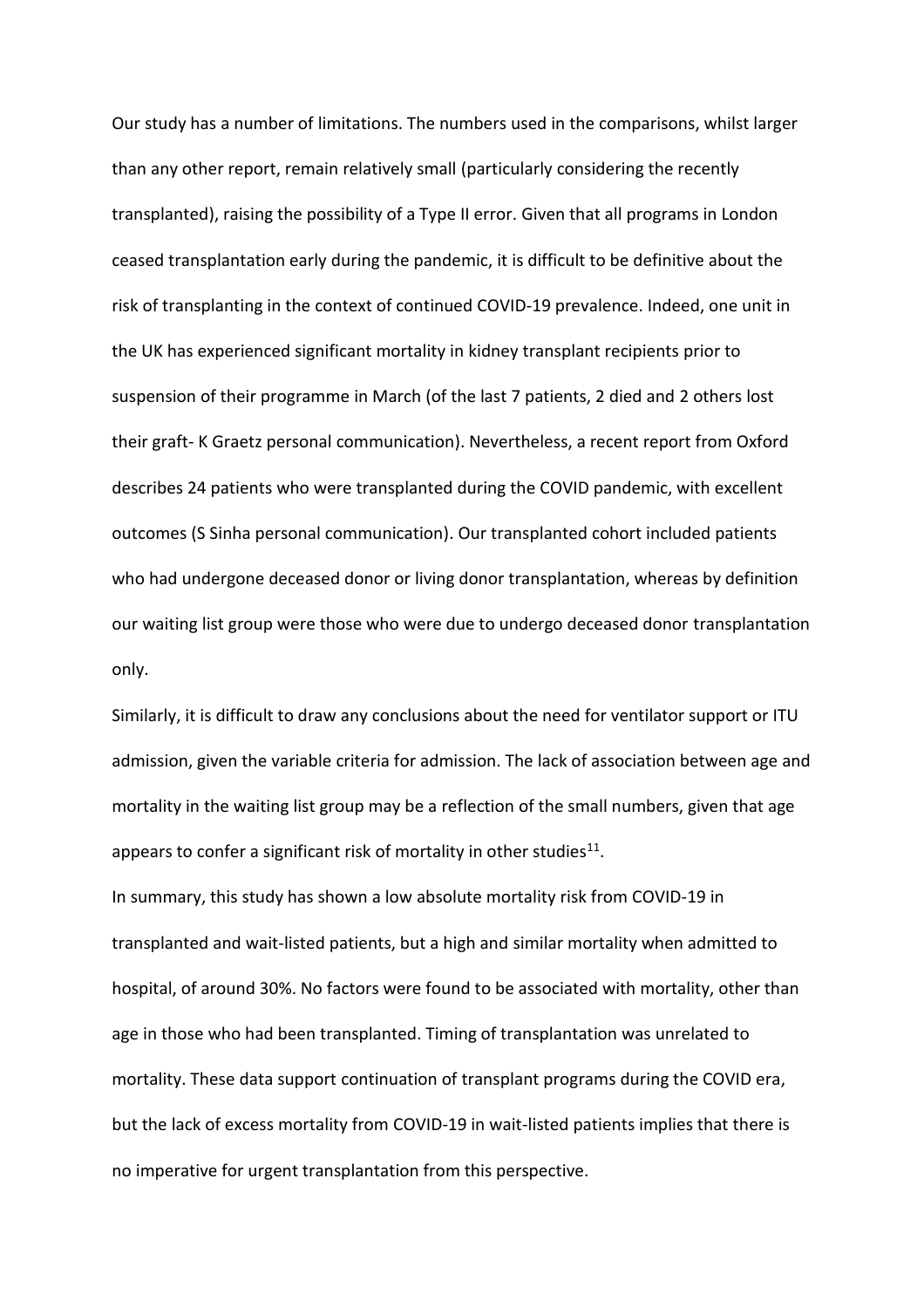Our study has a number of limitations. The numbers used in the comparisons, whilst larger than any other report, remain relatively small (particularly considering the recently transplanted), raising the possibility of a Type II error. Given that all programs in London ceased transplantation early during the pandemic, it is difficult to be definitive about the risk of transplanting in the context of continued COVID-19 prevalence. Indeed, one unit in the UK has experienced significant mortality in kidney transplant recipients prior to suspension of their programme in March (of the last 7 patients, 2 died and 2 others lost their graft- K Graetz personal communication). Nevertheless, a recent report from Oxford describes 24 patients who were transplanted during the COVID pandemic, with excellent outcomes (S Sinha personal communication). Our transplanted cohort included patients who had undergone deceased donor or living donor transplantation, whereas by definition our waiting list group were those who were due to undergo deceased donor transplantation only.

Similarly, it is difficult to draw any conclusions about the need for ventilator support or ITU admission, given the variable criteria for admission. The lack of association between age and mortality in the waiting list group may be a reflection of the small numbers, given that age appears to confer a significant risk of mortality in other studies[11].

In summary, this study has shown a low absolute mortality risk from COVID-19 in transplanted and wait-listed patients, but a high and similar mortality when admitted to hospital, of around 30%. No factors were found to be associated with mortality, other than age in those who had been transplanted. Timing of transplantation was unrelated to mortality. These data support continuation of transplant programs during the COVID era, but the lack of excess mortality from COVID-19 in wait-listed patients implies that there is no imperative for urgent transplantation from this perspective.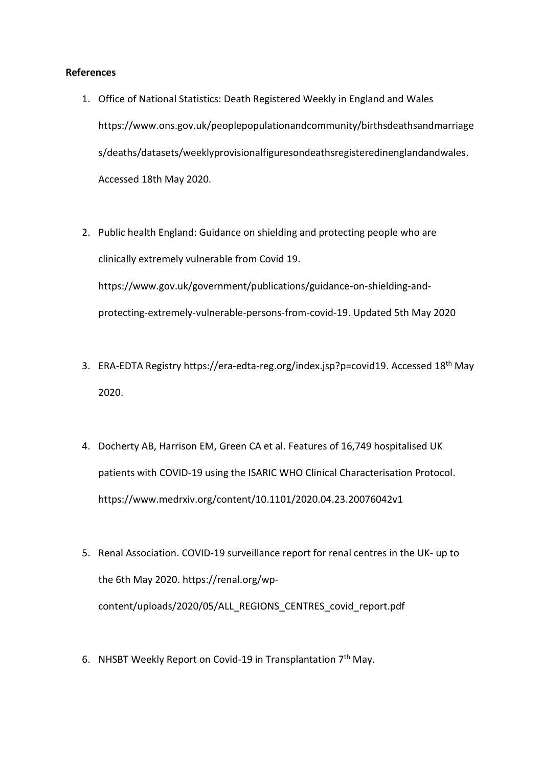**References**

1. Office of National Statistics: Death Registered Weekly in England and Wales https://www.ons.gov.uk/peoplepopulationandcommunity/birthsdeathsandmarriages/deaths/datasets/weeklyprovisionalfiguresondeathsregisteredinenglandandwales. Accessed 18th May 2020.

2. Public health England: Guidance on shielding and protecting people who are clinically extremely vulnerable from Covid 19. https://www.gov.uk/government/publications/guidance-on-shielding-and-protecting-extremely-vulnerable-persons-from-covid-19. Updated 5th May 2020

3. ERA-EDTA Registry https://era-edta-reg.org/index.jsp?p=covid19. Accessed 18th May 2020.

4. Docherty AB, Harrison EM, Green CA et al. Features of 16,749 hospitalised UK patients with COVID-19 using the ISARIC WHO Clinical Characterisation Protocol. https://www.medrxiv.org/content/10.1101/2020.04.23.20076042v1

5. Renal Association. COVID-19 surveillance report for renal centres in the UK- up to the 6th May 2020. https://renal.org/wp-content/uploads/2020/05/ALL_REGIONS_CENTRES_covid_report.pdf

6. NHSBT Weekly Report on Covid-19 in Transplantation 7th May.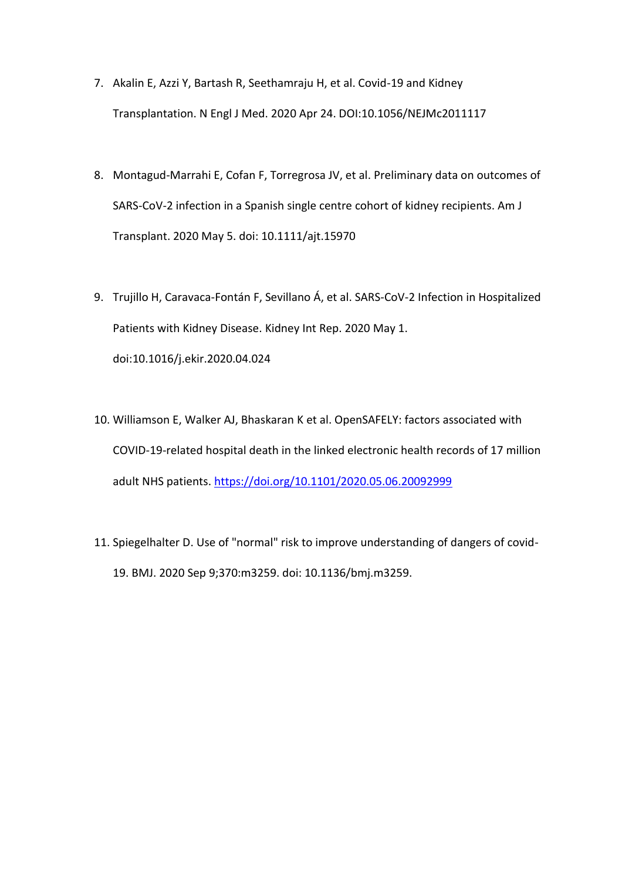7. Akalin E, Azzi Y, Bartash R, Seethamraju H, et al. Covid-19 and Kidney Transplantation. N Engl J Med. 2020 Apr 24. DOI:10.1056/NEJMc2011117

8. Montagud-Marrahi E, Cofan F, Torregrosa JV, et al. Preliminary data on outcomes of SARS-CoV-2 infection in a Spanish single centre cohort of kidney recipients. Am J Transplant. 2020 May 5. doi: 10.1111/ajt.15970

9. Trujillo H, Caravaca-Fontán F, Sevillano Á, et al. SARS-CoV-2 Infection in Hospitalized Patients with Kidney Disease. Kidney Int Rep. 2020 May 1. doi:10.1016/j.ekir.2020.04.024

10. Williamson E, Walker AJ, Bhaskaran K et al. OpenSAFELY: factors associated with COVID-19-related hospital death in the linked electronic health records of 17 million adult NHS patients. https://doi.org/10.1101/2020.05.06.20092999

11. Spiegelhalter D. Use of "normal" risk to improve understanding of dangers of covid-19. BMJ. 2020 Sep 9;370:m3259. doi: 10.1136/bmj.m3259.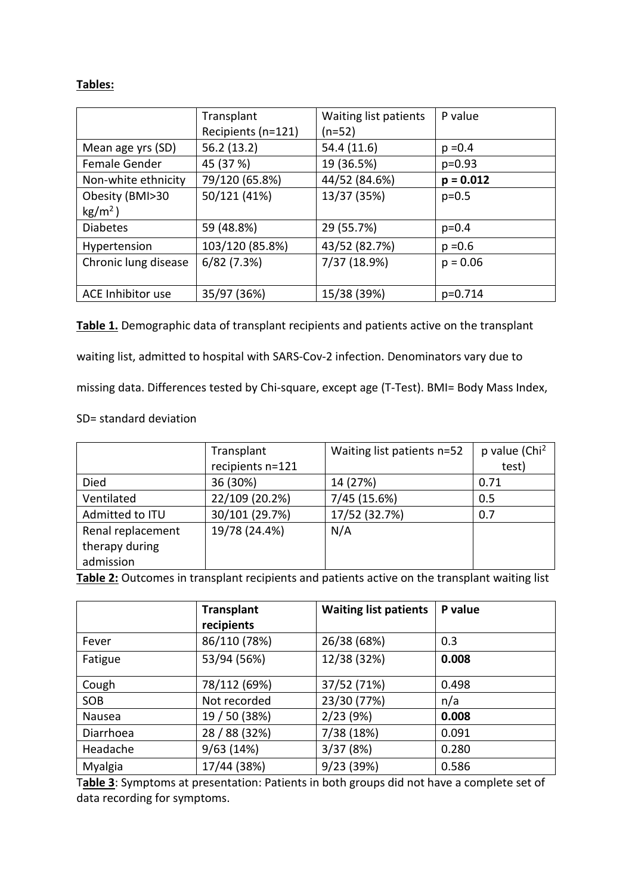**Tables:**

| | Transplant Recipients (n=121) | Waiting list patients (n=52) | P value |
|---|---|---|---|
| Mean age yrs (SD) | 56.2 (13.2) | 54.4 (11.6) | p =0.4 |
| Female Gender | 45 (37 %) | 19 (36.5%) | p=0.93 |
| Non-white ethnicity | 79/120 (65.8%) | 44/52 (84.6%) | **p = 0.012** |
| Obesity (BMI>30 $kg/m^2$ ) | 50/121 (41%) | 13/37 (35%) | p=0.5 |
| Diabetes | 59 (48.8%) | 29 (55.7%) | p=0.4 |
| Hypertension | 103/120 (85.8%) | 43/52 (82.7%) | p =0.6 |
| Chronic lung disease | 6/82 (7.3%) | 7/37 (18.9%) | p = 0.06 |
| ACE Inhibitor use | 35/97 (36%) | 15/38 (39%) | p=0.714 |

**Table 1.** Demographic data of transplant recipients and patients active on the transplant waiting list, admitted to hospital with SARS-Cov-2 infection. Denominators vary due to missing data. Differences tested by Chi-square, except age (T-Test). BMI= Body Mass Index, SD= standard deviation

| | Transplant recipients n=121 | Waiting list patients n=52 | p value ($Chi^2$ test) |
|---|---|---|---|
| Died | 36 (30%) | 14 (27%) | 0.71 |
| Ventilated | 22/109 (20.2%) | 7/45 (15.6%) | 0.5 |
| Admitted to ITU | 30/101 (29.7%) | 17/52 (32.7%) | 0.7 |
| Renal replacement therapy during admission | 19/78 (24.4%) | N/A | |

**Table 2:** Outcomes in transplant recipients and patients active on the transplant waiting list

| | **Transplant recipients** | **Waiting list patients** | **P value** |
|---|---|---|---|
| Fever | 86/110 (78%) | 26/38 (68%) | 0.3 |
| Fatigue | 53/94 (56%) | 12/38 (32%) | **0.008** |
| Cough | 78/112 (69%) | 37/52 (71%) | 0.498 |
| SOB | Not recorded | 23/30 (77%) | n/a |
| Nausea | 19 / 50 (38%) | 2/23 (9%) | **0.008** |
| Diarrhoea | 28 / 88 (32%) | 7/38 (18%) | 0.091 |
| Headache | 9/63 (14%) | 3/37 (8%) | 0.280 |
| Myalgia | 17/44 (38%) | 9/23 (39%) | 0.586 |

**Table 3**: Symptoms at presentation: Patients in both groups did not have a complete set of data recording for symptoms.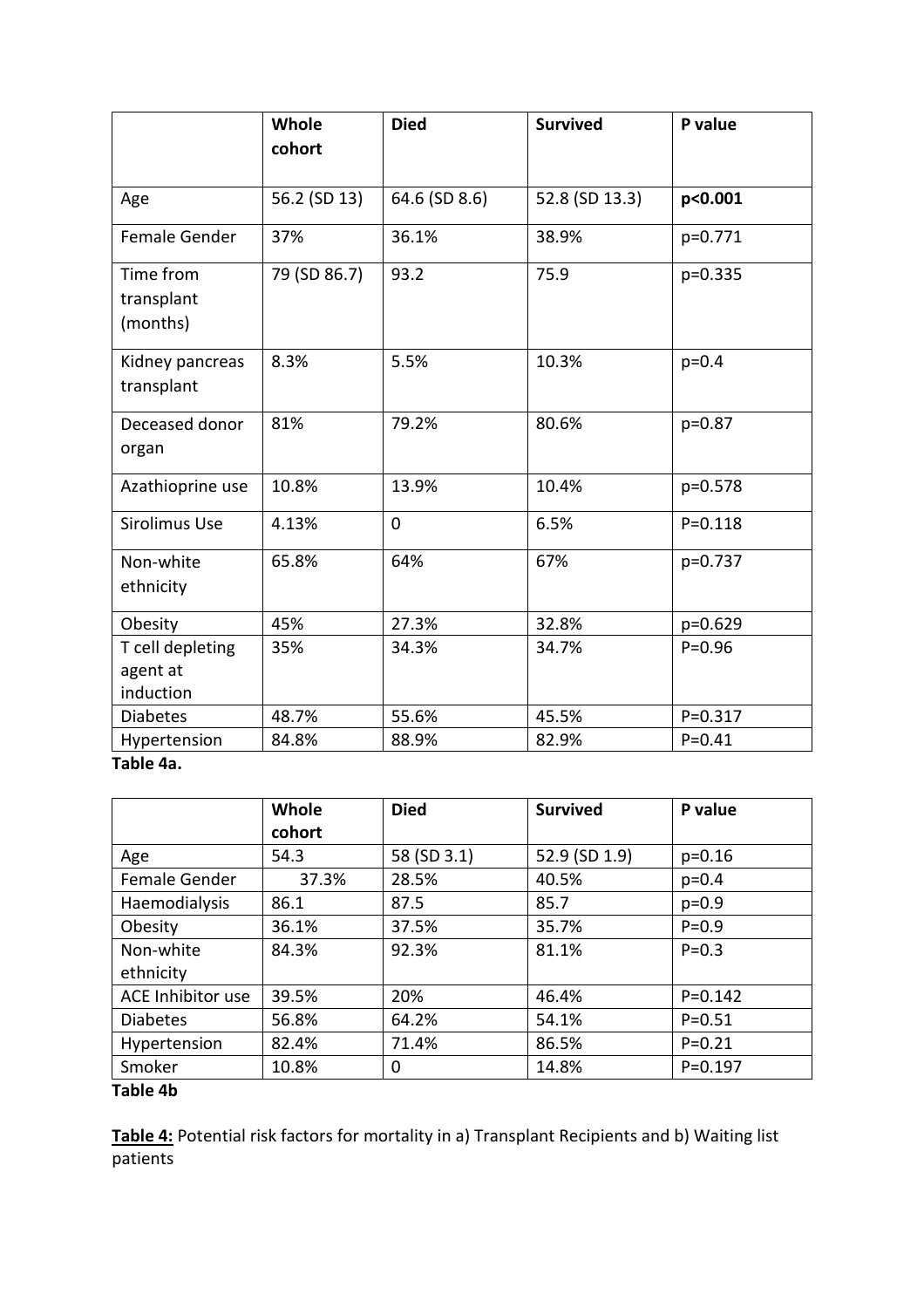| | **Whole cohort** | **Died** | **Survived** | **P value** |
|---|---|---|---|---|
| Age | 56.2 (SD 13) | 64.6 (SD 8.6) | 52.8 (SD 13.3) | **p<0.001** |
| Female Gender | 37% | 36.1% | 38.9% | p=0.771 |
| Time from transplant (months) | 79 (SD 86.7) | 93.2 | 75.9 | p=0.335 |
| Kidney pancreas transplant | 8.3% | 5.5% | 10.3% | p=0.4 |
| Deceased donor organ | 81% | 79.2% | 80.6% | p=0.87 |
| Azathioprine use | 10.8% | 13.9% | 10.4% | p=0.578 |
| Sirolimus Use | 4.13% | 0 | 6.5% | P=0.118 |
| Non-white ethnicity | 65.8% | 64% | 67% | p=0.737 |
| Obesity | 45% | 27.3% | 32.8% | p=0.629 |
| T cell depleting agent at induction | 35% | 34.3% | 34.7% | P=0.96 |
| Diabetes | 48.7% | 55.6% | 45.5% | P=0.317 |
| Hypertension | 84.8% | 88.9% | 82.9% | P=0.41 |

**Table 4a.**

| | **Whole cohort** | **Died** | **Survived** | **P value** |
|---|---|---|---|---|
| Age | 54.3 | 58 (SD 3.1) | 52.9 (SD 1.9) | p=0.16 |
| Female Gender | 37.3% | 28.5% | 40.5% | p=0.4 |
| Haemodialysis | 86.1 | 87.5 | 85.7 | p=0.9 |
| Obesity | 36.1% | 37.5% | 35.7% | P=0.9 |
| Non-white ethnicity | 84.3% | 92.3% | 81.1% | P=0.3 |
| ACE Inhibitor use | 39.5% | 20% | 46.4% | P=0.142 |
| Diabetes | 56.8% | 64.2% | 54.1% | P=0.51 |
| Hypertension | 82.4% | 71.4% | 86.5% | P=0.21 |
| Smoker | 10.8% | 0 | 14.8% | P=0.197 |

**Table 4b**

**Table 4:** Potential risk factors for mortality in a) Transplant Recipients and b) Waiting list patients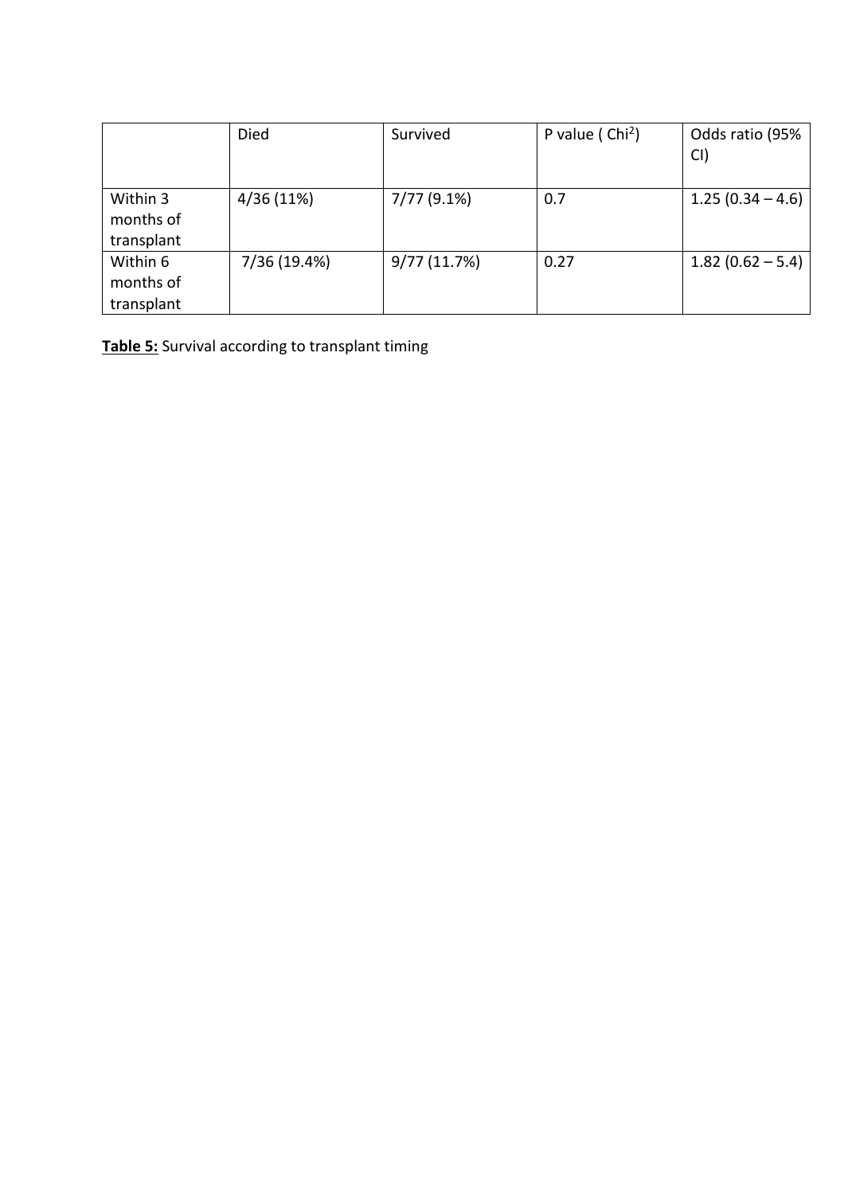| | Died | Survived | P value ( $Chi^2$) | Odds ratio (95% CI) |
|---|---|---|---|---|
| Within 3 months of transplant | 4/36 (11%) | 7/77 (9.1%) | 0.7 | 1.25 (0.34 – 4.6) |
| Within 6 months of transplant | 7/36 (19.4%) | 9/77 (11.7%) | 0.27 | 1.82 (0.62 – 5.4) |

**<u>Table 5:</u>** Survival according to transplant timing